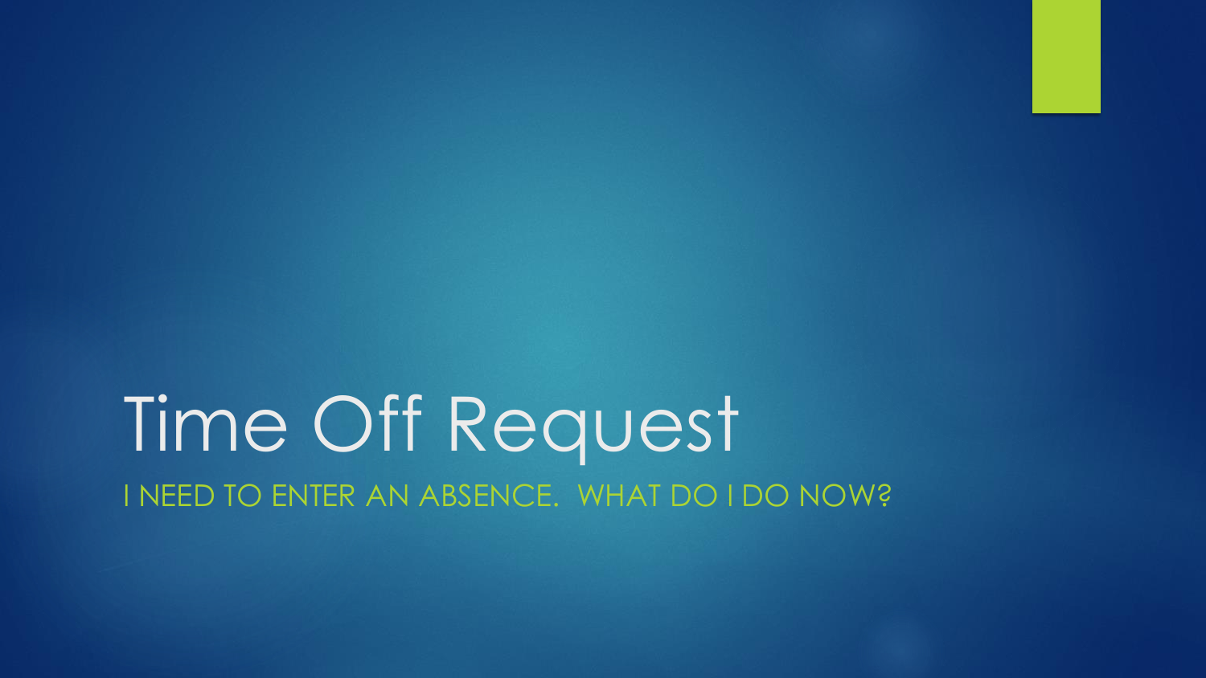# Time Off Request

I NEED TO ENTER AN ABSENCE.  WHAT DO I DO NOW?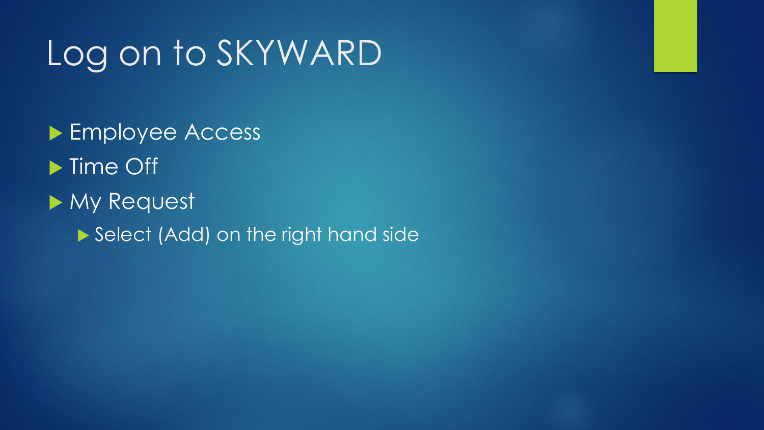# Log on to SKYWARD

- Employee Access
- Time Off
- My Request
  - Select (Add) on the right hand side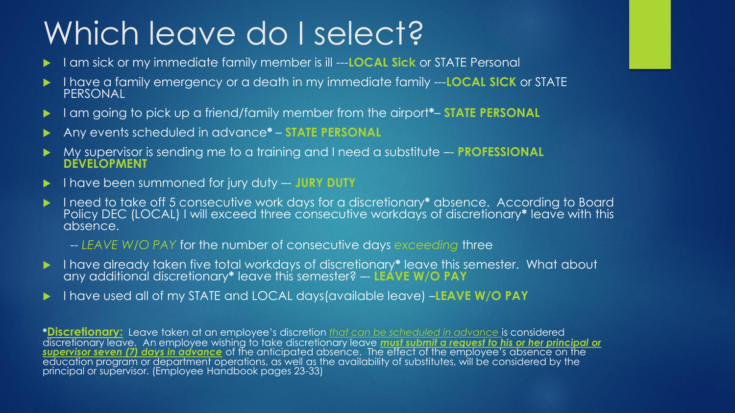# Which leave do I select?

- I am sick or my immediate family member is ill ---**LOCAL Sick** or STATE Personal
- I have a family emergency or a death in my immediate family ---**LOCAL SICK** or STATE PERSONAL
- I am going to pick up a friend/family member from the airport**\***– **STATE PERSONAL**
- Any events scheduled in advance**\*** – **STATE PERSONAL**
- My supervisor is sending me to a training and I need a substitute –- **PROFESSIONAL DEVELOPMENT**
- I have been summoned for jury duty –- **JURY DUTY**
- I need to take off 5 consecutive work days for a discretionary**\*** absence. According to Board Policy DEC (LOCAL) I will exceed three consecutive workdays of discretionary**\*** leave with this absence.

  -- *LEAVE W/O PAY* for the number of consecutive days *exceeding* three
- I have already taken five total workdays of discretionary**\*** leave this semester. What about any additional discretionary**\*** leave this semester? –- **LEAVE W/O PAY**
- I have used all of my STATE and LOCAL days(available leave) –**LEAVE W/O PAY**

**\*Discretionary:** Leave taken at an employee's discretion *that can be scheduled in advance* is considered discretionary leave. An employee wishing to take discretionary leave ***must submit a request to his or her principal or supervisor seven (7) days in advance*** of the anticipated absence. The effect of the employee's absence on the education program or department operations, as well as the availability of substitutes, will be considered by the principal or supervisor. (Employee Handbook pages 23-33)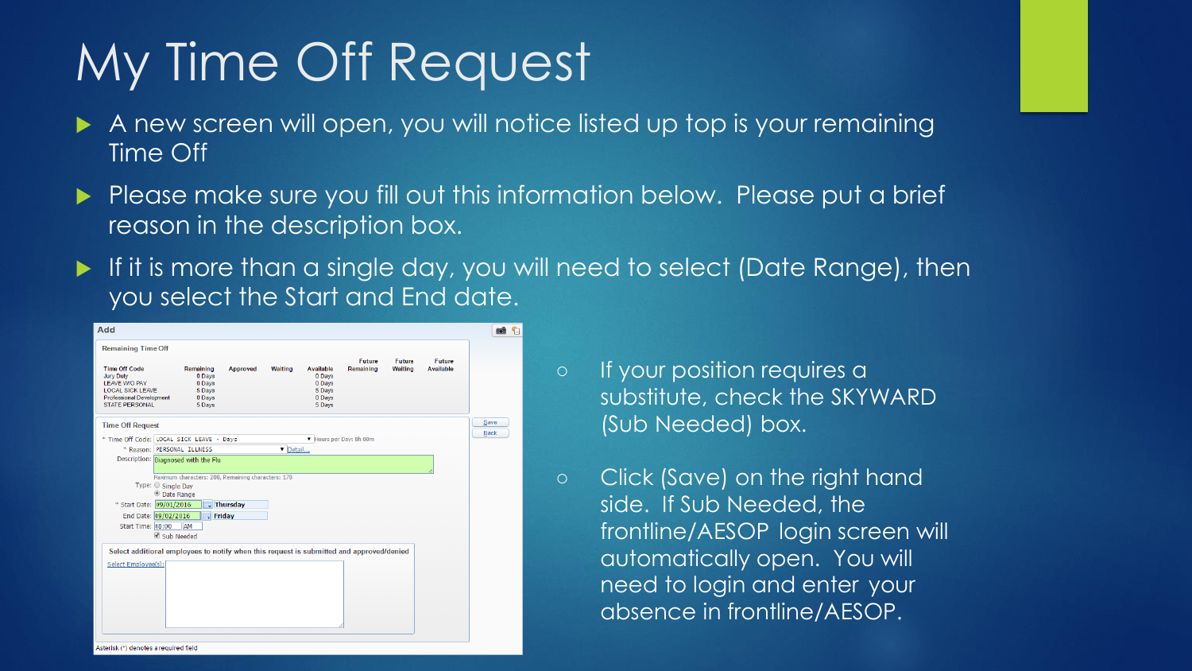# My Time Off Request

- A new screen will open, you will notice listed up top is your remaining Time Off
- Please make sure you fill out this information below. Please put a brief reason in the description box.
- If it is more than a single day, you will need to select (Date Range), then you select the Start and End date.

**Add**

**Remaining Time Off**

| Time Off Code | Remaining | Approved | Waiting | Available | Future Remaining | Future Waiting | Future Available |
|---|---|---|---|---|---|---|---|
| Jury Duty | 0 Days | | | 0 Days | | | |
| LEAVE W/O PAY | 0 Days | | | 0 Days | | | |
| LOCAL SICK LEAVE | 5 Days | | | 5 Days | | | |
| Professional Development | 0 Days | | | 0 Days | | | |
| STATE PERSONAL | 5 Days | | | 5 Days | | | |

**Time Off Request**

* Time Off Code: LOCAL SICK LEAVE - Days — Hours per Day: 8h 00m
* Reason: PERSONAL ILLNESS — Detail...

Description: Diagnosed with the Flu

Maximum characters: 200, Remaining characters: 178

Type: ○ Single Day ◉ Date Range

* Start Date: 09/01/2016 Thursday

End Date: 09/02/2016 Friday

Start Time: 08:00 AM

☑ Sub Needed

Select additional employees to notify when this request is submitted and approved/denied

Select Employee(s):

Save

Back

Asterisk (*) denotes a required field

- If your position requires a substitute, check the SKYWARD (Sub Needed) box.
- Click (Save) on the right hand side. If Sub Needed, the frontline/AESOP login screen will automatically open. You will need to login and enter your absence in frontline/AESOP.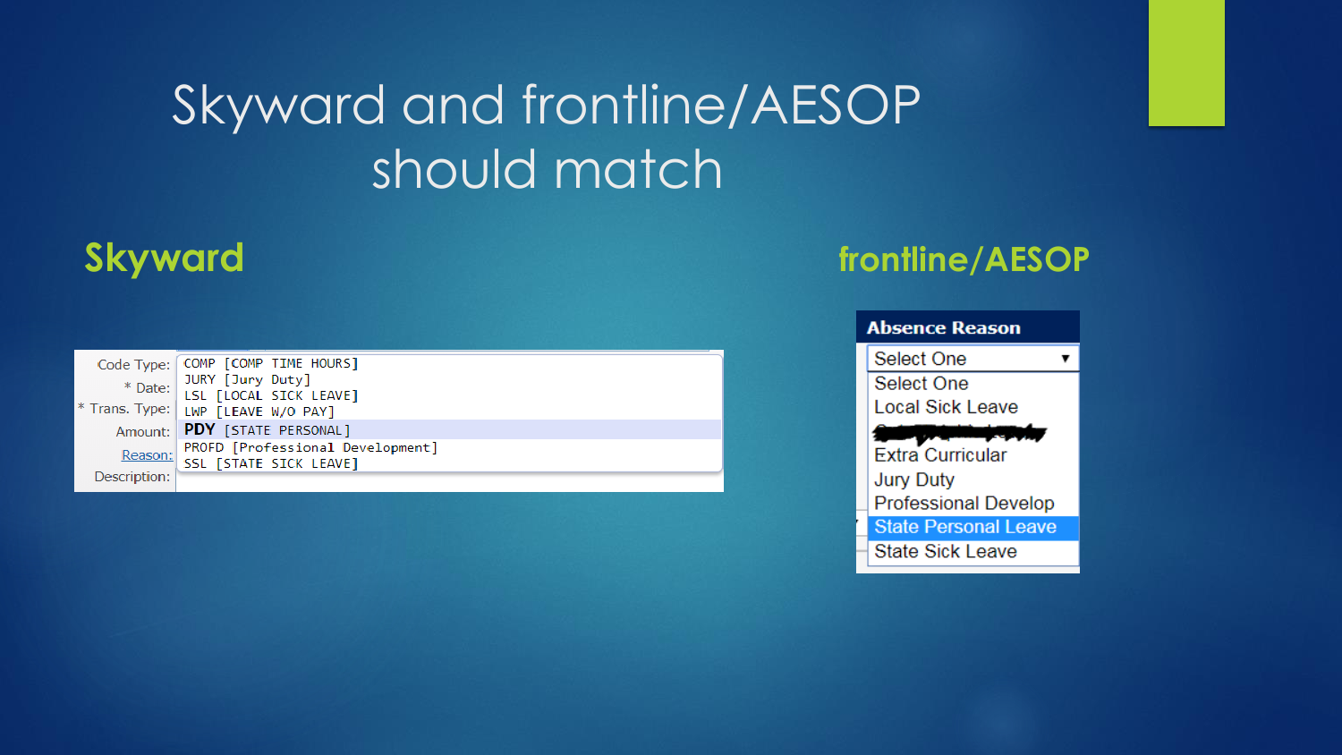# Skyward and frontline/AESOP should match

## Skyward

Code Type:
* Date:
* Trans. Type:
Amount:
Reason:
Description:

```
COMP [COMP TIME HOURS]
JURY [Jury Duty]
LSL [LOCAL SICK LEAVE]
LWP [LEAVE W/O PAY]
PDY [STATE PERSONAL]
PROFD [Professional Development]
SSL [STATE SICK LEAVE]
```

## frontline/AESOP

**Absence Reason**

Select One

- Select One
- Local Sick Leave
- [redacted]
- Extra Curricular
- Jury Duty
- Professional Develop
- State Personal Leave
- State Sick Leave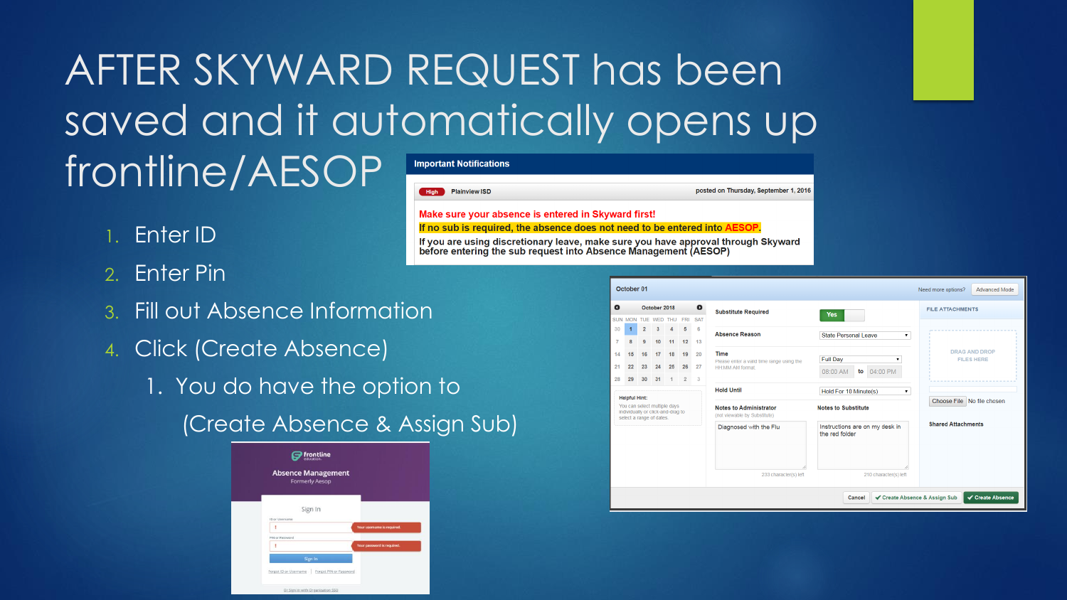# AFTER SKYWARD REQUEST has been saved and it automatically opens up frontline/AESOP

1. Enter ID
2. Enter Pin
3. Fill out Absence Information
4. Click (Create Absence)
   1. You do have the option to (Create Absence & Assign Sub)

**Important Notifications**

High Plainview ISD — posted on Thursday, September 1, 2016

**Make sure your absence is entered in Skyward first!**

**If no sub is required, the absence does not need to be entered into AESOP.**

**If you are using discretionary leave, make sure you have approval through Skyward before entering the sub request into Absence Management (AESOP)**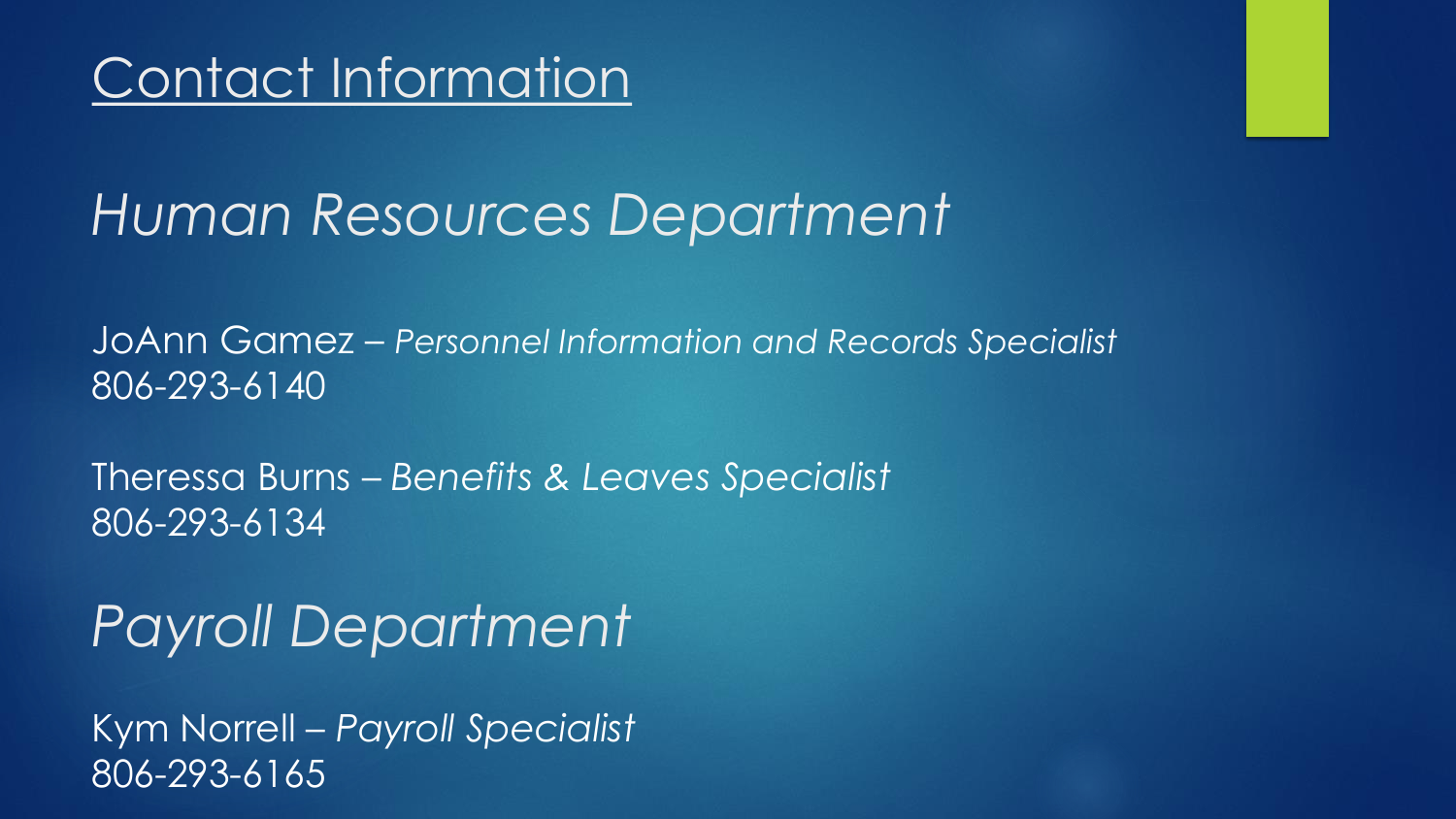# Contact Information

## *Human Resources Department*

JoAnn Gamez – *Personnel Information and Records Specialist*
806-293-6140

Theressa Burns – *Benefits & Leaves Specialist*
806-293-6134

## *Payroll Department*

Kym Norrell – *Payroll Specialist*
806-293-6165